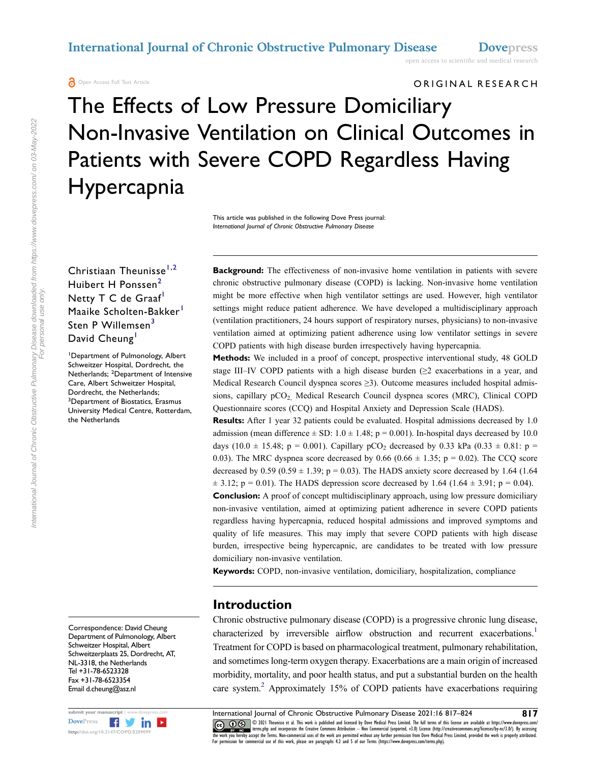ORIGINAL RESEARCH

# The Effects of Low Pressure Domiciliary Non-Invasive Ventilation on Clinical Outcomes in Patients with Severe COPD Regardless Having Hypercapnia

This article was published in the following Dove Press journal:
*International Journal of Chronic Obstructive Pulmonary Disease*

Christiaan Theunisse[1,2]
Huibert H Ponssen[2]
Netty T C de Graaf[1]
Maaike Scholten-Bakker[1]
Sten P Willemsen[3]
David Cheung[1]

[1]Department of Pulmonology, Albert Schweitzer Hospital, Dordrecht, the Netherlands; [2]Department of Intensive Care, Albert Schweitzer Hospital, Dordrecht, the Netherlands; [3]Department of Biostatics, Erasmus University Medical Centre, Rotterdam, the Netherlands

**Background:** The effectiveness of non-invasive home ventilation in patients with severe chronic obstructive pulmonary disease (COPD) is lacking. Non-invasive home ventilation might be more effective when high ventilator settings are used. However, high ventilator settings might reduce patient adherence. We have developed a multidisciplinary approach (ventilation practitioners, 24 hours support of respiratory nurses, physicians) to non-invasive ventilation aimed at optimizing patient adherence using low ventilator settings in severe COPD patients with high disease burden irrespectively having hypercapnia.

**Methods:** We included in a proof of concept, prospective interventional study, 48 GOLD stage III–IV COPD patients with a high disease burden (≥2 exacerbations in a year, and Medical Research Council dyspnea scores ≥3). Outcome measures included hospital admissions, capillary $pCO_2$, Medical Research Council dyspnea scores (MRC), Clinical COPD Questionnaire scores (CCQ) and Hospital Anxiety and Depression Scale (HADS).

**Results:** After 1 year 32 patients could be evaluated. Hospital admissions decreased by 1.0 admission (mean difference ± SD: 1.0 ± 1.48; p = 0.001). In-hospital days decreased by 10.0 days (10.0 ± 15.48; p = 0.001). Capillary $pCO_2$ decreased by 0.33 kPa (0.33 ± 0.81: p = 0.03). The MRC dyspnea score decreased by 0.66 (0.66 ± 1.35; p = 0.02). The CCQ score decreased by 0.59 (0.59 ± 1.39; p = 0.03). The HADS anxiety score decreased by 1.64 (1.64 ± 3.12; p = 0.01). The HADS depression score decreased by 1.64 (1.64 ± 3.91; p = 0.04).

**Conclusion:** A proof of concept multidisciplinary approach, using low pressure domiciliary non-invasive ventilation, aimed at optimizing patient adherence in severe COPD patients regardless having hypercapnia, reduced hospital admissions and improved symptoms and quality of life measures. This may imply that severe COPD patients with high disease burden, irrespective being hypercapnic, are candidates to be treated with low pressure domiciliary non-invasive ventilation.

**Keywords:** COPD, non-invasive ventilation, domiciliary, hospitalization, compliance

## Introduction

Chronic obstructive pulmonary disease (COPD) is a progressive chronic lung disease, characterized by irreversible airflow obstruction and recurrent exacerbations.[1] Treatment for COPD is based on pharmacological treatment, pulmonary rehabilitation, and sometimes long-term oxygen therapy. Exacerbations are a main origin of increased morbidity, mortality, and poor health status, and put a substantial burden on the health care system.[2] Approximately 15% of COPD patients have exacerbations requiring

Correspondence: David Cheung
Department of Pulmonology, Albert Schweitzer Hospital, Albert Schweitzerplaats 25, Dordrecht, AT, NL-3318, the Netherlands
Tel +31-78-6523328
Fax +31-78-6523354
Email d.cheung@asz.nl

© 2021 Theunisse et al. This work is published and licensed by Dove Medical Press Limited. The full terms of this license are available at https://www.dovepress.com/terms.php and incorporate the Creative Commons Attribution – Non Commercial (unported, v3.0) License (http://creativecommons.org/licenses/by-nc/3.0/). By accessing the work you hereby accept the Terms. Non-commercial uses of the work are permitted without any further permission from Dove Medical Press Limited, provided the work is properly attributed. For permission for commercial use of this work, please see paragraphs 4.2 and 5 of our Terms (https://www.dovepress.com/terms.php).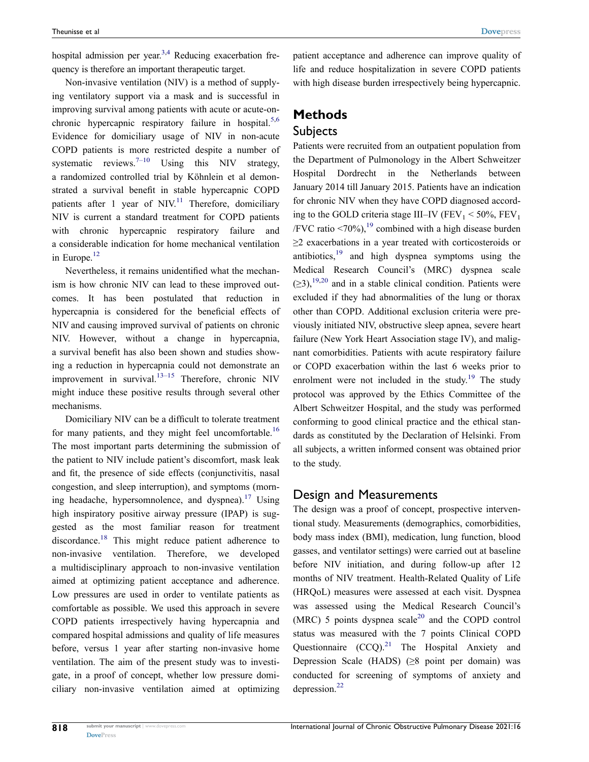hospital admission per year.[3,4] Reducing exacerbation frequency is therefore an important therapeutic target.

Non-invasive ventilation (NIV) is a method of supplying ventilatory support via a mask and is successful in improving survival among patients with acute or acute-on-chronic hypercapnic respiratory failure in hospital.[5,6] Evidence for domiciliary usage of NIV in non-acute COPD patients is more restricted despite a number of systematic reviews.[7–10] Using this NIV strategy, a randomized controlled trial by Köhnlein et al demonstrated a survival benefit in stable hypercapnic COPD patients after 1 year of NIV.[11] Therefore, domiciliary NIV is current a standard treatment for COPD patients with chronic hypercapnic respiratory failure and a considerable indication for home mechanical ventilation in Europe.[12]

Nevertheless, it remains unidentified what the mechanism is how chronic NIV can lead to these improved outcomes. It has been postulated that reduction in hypercapnia is considered for the beneficial effects of NIV and causing improved survival of patients on chronic NIV. However, without a change in hypercapnia, a survival benefit has also been shown and studies showing a reduction in hypercapnia could not demonstrate an improvement in survival.[13–15] Therefore, chronic NIV might induce these positive results through several other mechanisms.

Domiciliary NIV can be a difficult to tolerate treatment for many patients, and they might feel uncomfortable.[16] The most important parts determining the submission of the patient to NIV include patient's discomfort, mask leak and fit, the presence of side effects (conjunctivitis, nasal congestion, and sleep interruption), and symptoms (morning headache, hypersomnolence, and dyspnea).[17] Using high inspiratory positive airway pressure (IPAP) is suggested as the most familiar reason for treatment discordance.[18] This might reduce patient adherence to non-invasive ventilation. Therefore, we developed a multidisciplinary approach to non-invasive ventilation aimed at optimizing patient acceptance and adherence. Low pressures are used in order to ventilate patients as comfortable as possible. We used this approach in severe COPD patients irrespectively having hypercapnia and compared hospital admissions and quality of life measures before, versus 1 year after starting non-invasive home ventilation. The aim of the present study was to investigate, in a proof of concept, whether low pressure domiciliary non-invasive ventilation aimed at optimizing patient acceptance and adherence can improve quality of life and reduce hospitalization in severe COPD patients with high disease burden irrespectively being hypercapnic.

# Methods

## Subjects

Patients were recruited from an outpatient population from the Department of Pulmonology in the Albert Schweitzer Hospital Dordrecht in the Netherlands between January 2014 till January 2015. Patients have an indication for chronic NIV when they have COPD diagnosed according to the GOLD criteria stage III–IV ($FEV_1 < 50\%$, $FEV_1/FVC$ ratio $<70\%$),[19] combined with a high disease burden ≥2 exacerbations in a year treated with corticosteroids or antibiotics,[19] and high dyspnea symptoms using the Medical Research Council's (MRC) dyspnea scale (≥3),[19,20] and in a stable clinical condition. Patients were excluded if they had abnormalities of the lung or thorax other than COPD. Additional exclusion criteria were previously initiated NIV, obstructive sleep apnea, severe heart failure (New York Heart Association stage IV), and malignant comorbidities. Patients with acute respiratory failure or COPD exacerbation within the last 6 weeks prior to enrolment were not included in the study.[19] The study protocol was approved by the Ethics Committee of the Albert Schweitzer Hospital, and the study was performed conforming to good clinical practice and the ethical standards as constituted by the Declaration of Helsinki. From all subjects, a written informed consent was obtained prior to the study.

## Design and Measurements

The design was a proof of concept, prospective interventional study. Measurements (demographics, comorbidities, body mass index (BMI), medication, lung function, blood gasses, and ventilator settings) were carried out at baseline before NIV initiation, and during follow-up after 12 months of NIV treatment. Health-Related Quality of Life (HRQoL) measures were assessed at each visit. Dyspnea was assessed using the Medical Research Council's (MRC) 5 points dyspnea scale[20] and the COPD control status was measured with the 7 points Clinical COPD Questionnaire (CCQ).[21] The Hospital Anxiety and Depression Scale (HADS) (≥8 point per domain) was conducted for screening of symptoms of anxiety and depression.[22]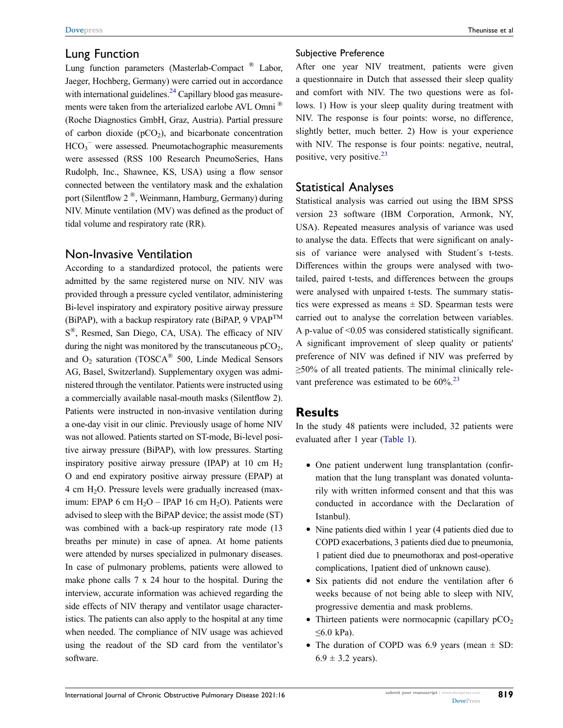## Lung Function

Lung function parameters (Masterlab-Compact ® Labor, Jaeger, Hochberg, Germany) were carried out in accordance with international guidelines.[24] Capillary blood gas measurements were taken from the arterialized earlobe AVL Omni ® (Roche Diagnostics GmbH, Graz, Austria). Partial pressure of carbon dioxide ($pCO_2$), and bicarbonate concentration $HCO_3^-$ were assessed. Pneumotachographic measurements were assessed (RSS 100 Research PneumoSeries, Hans Rudolph, Inc., Shawnee, KS, USA) using a flow sensor connected between the ventilatory mask and the exhalation port (Silentflow 2 ®, Weinmann, Hamburg, Germany) during NIV. Minute ventilation (MV) was defined as the product of tidal volume and respiratory rate (RR).

## Non-Invasive Ventilation

According to a standardized protocol, the patients were admitted by the same registered nurse on NIV. NIV was provided through a pressure cycled ventilator, administering Bi-level inspiratory and expiratory positive airway pressure (BiPAP), with a backup respiratory rate (BiPAP, 9 VPAP™ S®, Resmed, San Diego, CA, USA). The efficacy of NIV during the night was monitored by the transcutaneous $pCO_2$, and $O_2$ saturation (TOSCA® 500, Linde Medical Sensors AG, Basel, Switzerland). Supplementary oxygen was administered through the ventilator. Patients were instructed using a commercially available nasal-mouth masks (Silentflow 2). Patients were instructed in non-invasive ventilation during a one-day visit in our clinic. Previously usage of home NIV was not allowed. Patients started on ST-mode, Bi-level positive airway pressure (BiPAP), with low pressures. Starting inspiratory positive airway pressure (IPAP) at 10 cm $H_2O$ and end expiratory positive airway pressure (EPAP) at 4 cm $H_2O$. Pressure levels were gradually increased (maximum: EPAP 6 cm $H_2O$ – IPAP 16 cm $H_2O$). Patients were advised to sleep with the BiPAP device; the assist mode (ST) was combined with a back-up respiratory rate mode (13 breaths per minute) in case of apnea. At home patients were attended by nurses specialized in pulmonary diseases. In case of pulmonary problems, patients were allowed to make phone calls 7 x 24 hour to the hospital. During the interview, accurate information was achieved regarding the side effects of NIV therapy and ventilator usage characteristics. The patients can also apply to the hospital at any time when needed. The compliance of NIV usage was achieved using the readout of the SD card from the ventilator's software.

### Subjective Preference

After one year NIV treatment, patients were given a questionnaire in Dutch that assessed their sleep quality and comfort with NIV. The two questions were as follows. 1) How is your sleep quality during treatment with NIV. The response is four points: worse, no difference, slightly better, much better. 2) How is your experience with NIV. The response is four points: negative, neutral, positive, very positive.[23]

## Statistical Analyses

Statistical analysis was carried out using the IBM SPSS version 23 software (IBM Corporation, Armonk, NY, USA). Repeated measures analysis of variance was used to analyse the data. Effects that were significant on analysis of variance were analysed with Student´s t-tests. Differences within the groups were analysed with two-tailed, paired t-tests, and differences between the groups were analysed with unpaired t-tests. The summary statistics were expressed as means ± SD. Spearman tests were carried out to analyse the correlation between variables. A p-value of <0.05 was considered statistically significant. A significant improvement of sleep quality or patients' preference of NIV was defined if NIV was preferred by ≥50% of all treated patients. The minimal clinically relevant preference was estimated to be 60%.[23]

# Results

In the study 48 patients were included, 32 patients were evaluated after 1 year (Table 1).

- One patient underwent lung transplantation (confirmation that the lung transplant was donated voluntarily with written informed consent and that this was conducted in accordance with the Declaration of Istanbul).
- Nine patients died within 1 year (4 patients died due to COPD exacerbations, 3 patients died due to pneumonia, 1 patient died due to pneumothorax and post-operative complications, 1patient died of unknown cause).
- Six patients did not endure the ventilation after 6 weeks because of not being able to sleep with NIV, progressive dementia and mask problems.
- Thirteen patients were normocapnic (capillary $pCO_2$ ≤6.0 kPa).
- The duration of COPD was 6.9 years (mean ± SD: 6.9 ± 3.2 years).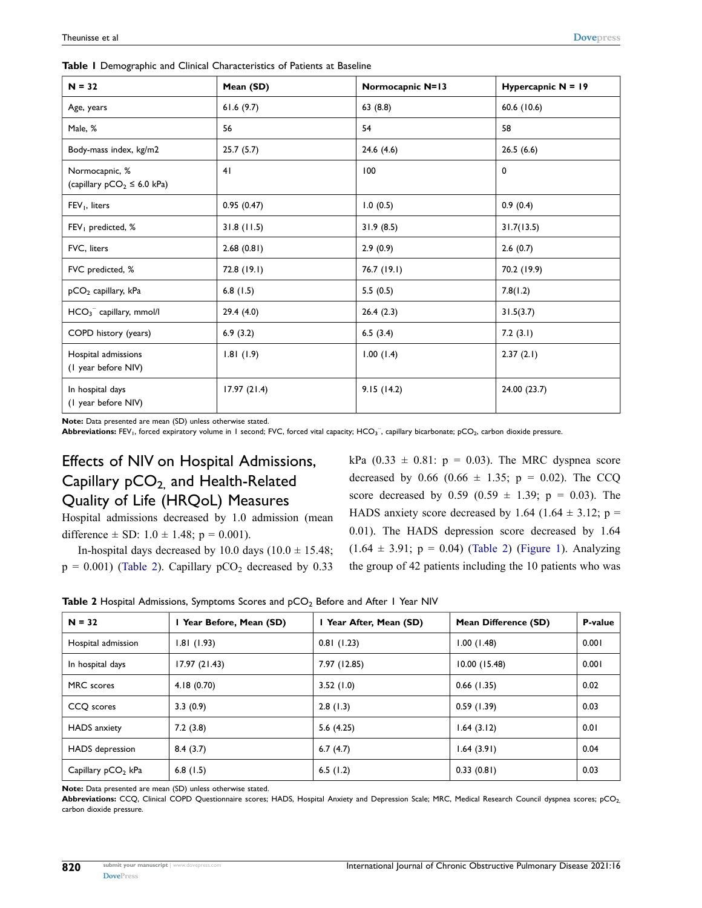**Table 1** Demographic and Clinical Characteristics of Patients at Baseline

| N = 32 | Mean (SD) | Normocapnic N=13 | Hypercapnic N = 19 |
|---|---|---|---|
| Age, years | 61.6 (9.7) | 63 (8.8) | 60.6 (10.6) |
| Male, % | 56 | 54 | 58 |
| Body-mass index, kg/m2 | 25.7 (5.7) | 24.6 (4.6) | 26.5 (6.6) |
| Normocapnic, % (capillary $pCO_2 \leq 6.0$ kPa) | 41 | 100 | 0 |
| $FEV_1$, liters | 0.95 (0.47) | 1.0 (0.5) | 0.9 (0.4) |
| $FEV_1$ predicted, % | 31.8 (11.5) | 31.9 (8.5) | 31.7(13.5) |
| FVC, liters | 2.68 (0.81) | 2.9 (0.9) | 2.6 (0.7) |
| FVC predicted, % | 72.8 (19.1) | 76.7 (19.1) | 70.2 (19.9) |
| $pCO_2$ capillary, kPa | 6.8 (1.5) | 5.5 (0.5) | 7.8(1.2) |
| $HCO_3^-$ capillary, mmol/l | 29.4 (4.0) | 26.4 (2.3) | 31.5(3.7) |
| COPD history (years) | 6.9 (3.2) | 6.5 (3.4) | 7.2 (3.1) |
| Hospital admissions (1 year before NIV) | 1.81 (1.9) | 1.00 (1.4) | 2.37 (2.1) |
| In hospital days (1 year before NIV) | 17.97 (21.4) | 9.15 (14.2) | 24.00 (23.7) |

**Note:** Data presented are mean (SD) unless otherwise stated.
**Abbreviations:** $FEV_1$, forced expiratory volume in 1 second; FVC, forced vital capacity; $HCO_3^-$, capillary bicarbonate; $pCO_2$, carbon dioxide pressure.

## Effects of NIV on Hospital Admissions, Capillary $pCO_2$, and Health-Related Quality of Life (HRQoL) Measures

Hospital admissions decreased by 1.0 admission (mean difference ± SD: 1.0 ± 1.48; $p = 0.001$).

In-hospital days decreased by 10.0 days (10.0 ± 15.48; $p = 0.001$) (Table 2). Capillary $pCO_2$ decreased by 0.33 kPa (0.33 ± 0.81: $p = 0.03$). The MRC dyspnea score decreased by 0.66 (0.66 ± 1.35; $p = 0.02$). The CCQ score decreased by 0.59 (0.59 ± 1.39; $p = 0.03$). The HADS anxiety score decreased by 1.64 (1.64 ± 3.12; $p = 0.01$). The HADS depression score decreased by 1.64 (1.64 ± 3.91; $p = 0.04$) (Table 2) (Figure 1). Analyzing the group of 42 patients including the 10 patients who was

**Table 2** Hospital Admissions, Symptoms Scores and $pCO_2$ Before and After 1 Year NIV

| N = 32 | 1 Year Before, Mean (SD) | 1 Year After, Mean (SD) | Mean Difference (SD) | P-value |
|---|---|---|---|---|
| Hospital admission | 1.81 (1.93) | 0.81 (1.23) | 1.00 (1.48) | 0.001 |
| In hospital days | 17.97 (21.43) | 7.97 (12.85) | 10.00 (15.48) | 0.001 |
| MRC scores | 4.18 (0.70) | 3.52 (1.0) | 0.66 (1.35) | 0.02 |
| CCQ scores | 3.3 (0.9) | 2.8 (1.3) | 0.59 (1.39) | 0.03 |
| HADS anxiety | 7.2 (3.8) | 5.6 (4.25) | 1.64 (3.12) | 0.01 |
| HADS depression | 8.4 (3.7) | 6.7 (4.7) | 1.64 (3.91) | 0.04 |
| Capillary $pCO_2$ kPa | 6.8 (1.5) | 6.5 (1.2) | 0.33 (0.81) | 0.03 |

**Note:** Data presented are mean (SD) unless otherwise stated.
**Abbreviations:** CCQ, Clinical COPD Questionnaire scores; HADS, Hospital Anxiety and Depression Scale; MRC, Medical Research Council dyspnea scores; $pCO_2$, carbon dioxide pressure.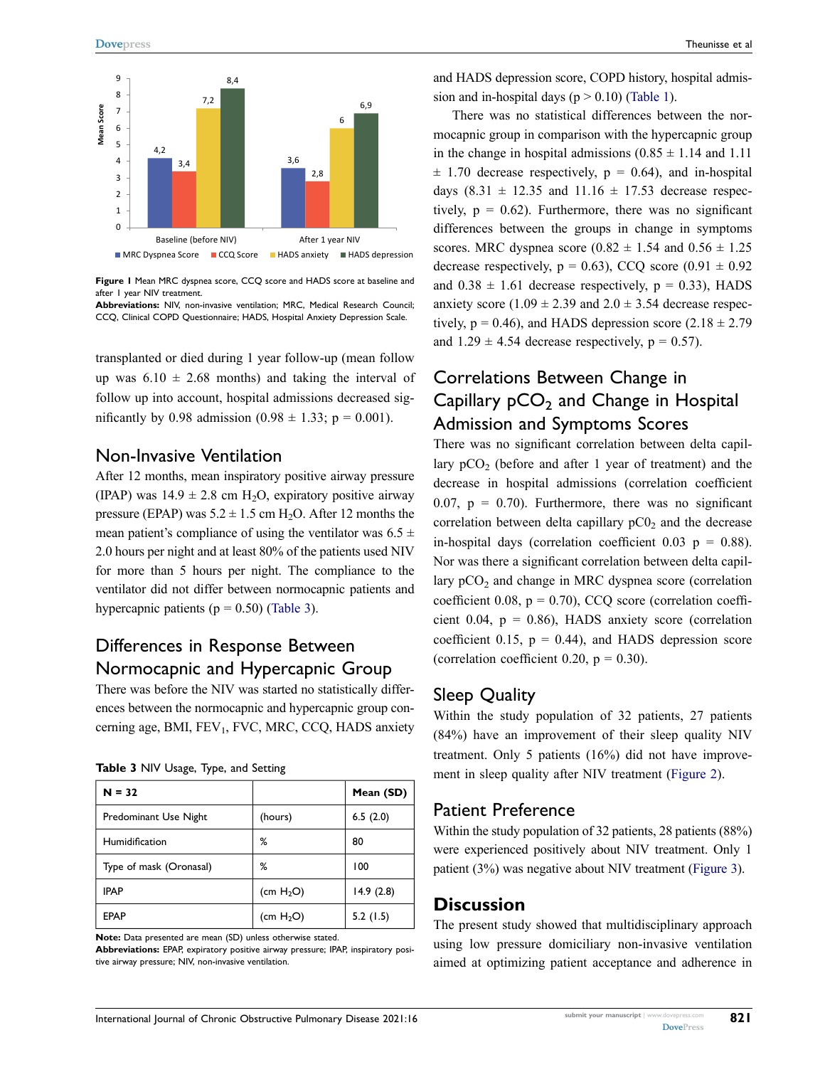Figure 1 Mean MRC dyspnea score, CCQ score and HADS score at baseline and after 1 year NIV treatment.

**Abbreviations:** NIV, non-invasive ventilation; MRC, Medical Research Council; CCQ, Clinical COPD Questionnaire; HADS, Hospital Anxiety Depression Scale.

transplanted or died during 1 year follow-up (mean follow up was 6.10 ± 2.68 months) and taking the interval of follow up into account, hospital admissions decreased significantly by 0.98 admission (0.98 ± 1.33; p = 0.001).

## Non-Invasive Ventilation

After 12 months, mean inspiratory positive airway pressure (IPAP) was 14.9 ± 2.8 cm $H_2O$, expiratory positive airway pressure (EPAP) was 5.2 ± 1.5 cm $H_2O$. After 12 months the mean patient's compliance of using the ventilator was 6.5 ± 2.0 hours per night and at least 80% of the patients used NIV for more than 5 hours per night. The compliance to the ventilator did not differ between normocapnic patients and hypercapnic patients (p = 0.50) (Table 3).

## Differences in Response Between Normocapnic and Hypercapnic Group

There was before the NIV was started no statistically differences between the normocapnic and hypercapnic group concerning age, BMI, $FEV_1$, FVC, MRC, CCQ, HADS anxiety and HADS depression score, COPD history, hospital admission and in-hospital days (p > 0.10) (Table 1).

Table 3 NIV Usage, Type, and Setting

| N = 32 | | Mean (SD) |
|---|---|---|
| Predominant Use Night | (hours) | 6.5 (2.0) |
| Humidification | % | 80 |
| Type of mask (Oronasal) | % | 100 |
| IPAP | (cm $H_2O$) | 14.9 (2.8) |
| EPAP | (cm $H_2O$) | 5.2 (1.5) |

**Note:** Data presented are mean (SD) unless otherwise stated.

**Abbreviations:** EPAP, expiratory positive airway pressure; IPAP, inspiratory positive airway pressure; NIV, non-invasive ventilation.

There was no statistical differences between the normocapnic group in comparison with the hypercapnic group in the change in hospital admissions (0.85 ± 1.14 and 1.11 ± 1.70 decrease respectively, p = 0.64), and in-hospital days (8.31 ± 12.35 and 11.16 ± 17.53 decrease respectively, p = 0.62). Furthermore, there was no significant differences between the groups in change in symptoms scores. MRC dyspnea score (0.82 ± 1.54 and 0.56 ± 1.25 decrease respectively, p = 0.63), CCQ score (0.91 ± 0.92 and 0.38 ± 1.61 decrease respectively, p = 0.33), HADS anxiety score (1.09 ± 2.39 and 2.0 ± 3.54 decrease respectively, p = 0.46), and HADS depression score (2.18 ± 2.79 and 1.29 ± 4.54 decrease respectively, p = 0.57).

## Correlations Between Change in Capillary $pCO_2$ and Change in Hospital Admission and Symptoms Scores

There was no significant correlation between delta capillary $pCO_2$ (before and after 1 year of treatment) and the decrease in hospital admissions (correlation coefficient 0.07, p = 0.70). Furthermore, there was no significant correlation between delta capillary $pC0_2$ and the decrease in-hospital days (correlation coefficient 0.03 p = 0.88). Nor was there a significant correlation between delta capillary $pCO_2$ and change in MRC dyspnea score (correlation coefficient 0.08, p = 0.70), CCQ score (correlation coefficient 0.04, p = 0.86), HADS anxiety score (correlation coefficient 0.15, p = 0.44), and HADS depression score (correlation coefficient 0.20, p = 0.30).

## Sleep Quality

Within the study population of 32 patients, 27 patients (84%) have an improvement of their sleep quality NIV treatment. Only 5 patients (16%) did not have improvement in sleep quality after NIV treatment (Figure 2).

## Patient Preference

Within the study population of 32 patients, 28 patients (88%) were experienced positively about NIV treatment. Only 1 patient (3%) was negative about NIV treatment (Figure 3).

# Discussion

The present study showed that multidisciplinary approach using low pressure domiciliary non-invasive ventilation aimed at optimizing patient acceptance and adherence in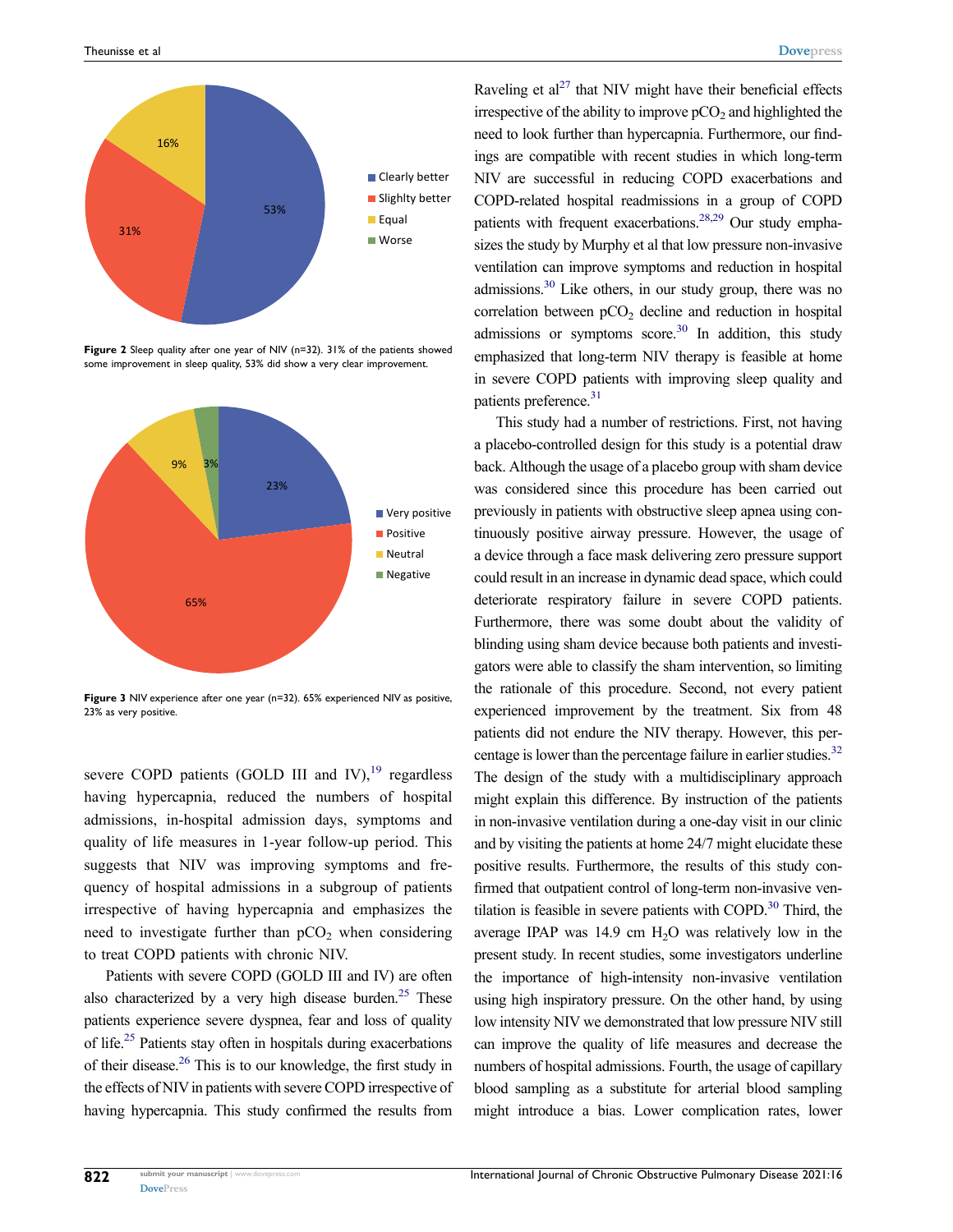Figure 2 Sleep quality after one year of NIV (n=32). 31% of the patients showed some improvement in sleep quality, 53% did show a very clear improvement.

Figure 3 NIV experience after one year (n=32). 65% experienced NIV as positive, 23% as very positive.

severe COPD patients (GOLD III and IV),[19] regardless having hypercapnia, reduced the numbers of hospital admissions, in-hospital admission days, symptoms and quality of life measures in 1-year follow-up period. This suggests that NIV was improving symptoms and frequency of hospital admissions in a subgroup of patients irrespective of having hypercapnia and emphasizes the need to investigate further than $pCO_2$ when considering to treat COPD patients with chronic NIV.

Patients with severe COPD (GOLD III and IV) are often also characterized by a very high disease burden.[25] These patients experience severe dyspnea, fear and loss of quality of life.[25] Patients stay often in hospitals during exacerbations of their disease.[26] This is to our knowledge, the first study in the effects of NIV in patients with severe COPD irrespective of having hypercapnia. This study confirmed the results from Raveling et al[27] that NIV might have their beneficial effects irrespective of the ability to improve $pCO_2$ and highlighted the need to look further than hypercapnia. Furthermore, our findings are compatible with recent studies in which long-term NIV are successful in reducing COPD exacerbations and COPD-related hospital readmissions in a group of COPD patients with frequent exacerbations.[28,29] Our study emphasizes the study by Murphy et al that low pressure non-invasive ventilation can improve symptoms and reduction in hospital admissions.[30] Like others, in our study group, there was no correlation between $pCO_2$ decline and reduction in hospital admissions or symptoms score.[30] In addition, this study emphasized that long-term NIV therapy is feasible at home in severe COPD patients with improving sleep quality and patients preference.[31]

This study had a number of restrictions. First, not having a placebo-controlled design for this study is a potential draw back. Although the usage of a placebo group with sham device was considered since this procedure has been carried out previously in patients with obstructive sleep apnea using continuously positive airway pressure. However, the usage of a device through a face mask delivering zero pressure support could result in an increase in dynamic dead space, which could deteriorate respiratory failure in severe COPD patients. Furthermore, there was some doubt about the validity of blinding using sham device because both patients and investigators were able to classify the sham intervention, so limiting the rationale of this procedure. Second, not every patient experienced improvement by the treatment. Six from 48 patients did not endure the NIV therapy. However, this percentage is lower than the percentage failure in earlier studies.[32] The design of the study with a multidisciplinary approach might explain this difference. By instruction of the patients in non-invasive ventilation during a one-day visit in our clinic and by visiting the patients at home 24/7 might elucidate these positive results. Furthermore, the results of this study confirmed that outpatient control of long-term non-invasive ventilation is feasible in severe patients with COPD.[30] Third, the average IPAP was 14.9 cm $H_2O$ was relatively low in the present study. In recent studies, some investigators underline the importance of high-intensity non-invasive ventilation using high inspiratory pressure. On the other hand, by using low intensity NIV we demonstrated that low pressure NIV still can improve the quality of life measures and decrease the numbers of hospital admissions. Fourth, the usage of capillary blood sampling as a substitute for arterial blood sampling might introduce a bias. Lower complication rates, lower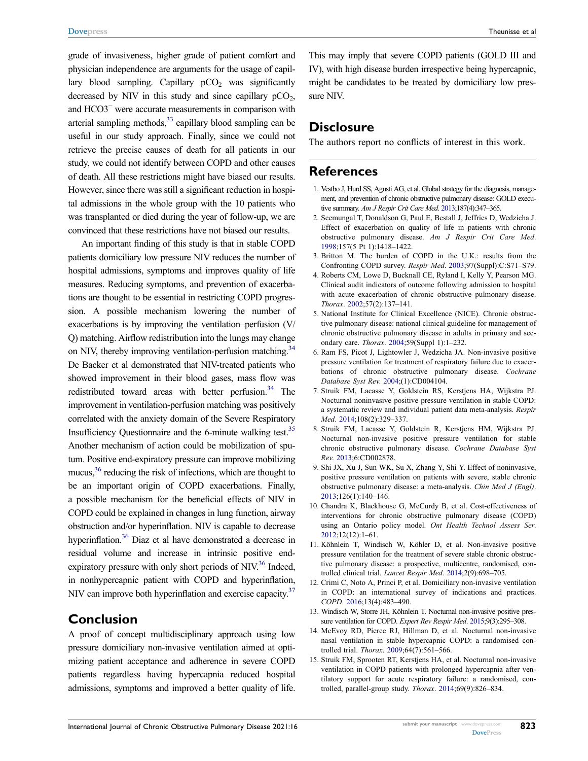grade of invasiveness, higher grade of patient comfort and physician independence are arguments for the usage of capillary blood sampling. Capillary $pCO_2$ was significantly decreased by NIV in this study and since capillary $pCO_2$, and $HCO3^-$ were accurate measurements in comparison with arterial sampling methods,[33] capillary blood sampling can be useful in our study approach. Finally, since we could not retrieve the precise causes of death for all patients in our study, we could not identify between COPD and other causes of death. All these restrictions might have biased our results. However, since there was still a significant reduction in hospital admissions in the whole group with the 10 patients who was transplanted or died during the year of follow-up, we are convinced that these restrictions have not biased our results.

An important finding of this study is that in stable COPD patients domiciliary low pressure NIV reduces the number of hospital admissions, symptoms and improves quality of life measures. Reducing symptoms, and prevention of exacerbations are thought to be essential in restricting COPD progression. A possible mechanism lowering the number of exacerbations is by improving the ventilation–perfusion (V/Q) matching. Airflow redistribution into the lungs may change on NIV, thereby improving ventilation-perfusion matching.[34] De Backer et al demonstrated that NIV-treated patients who showed improvement in their blood gases, mass flow was redistributed toward areas with better perfusion.[34] The improvement in ventilation-perfusion matching was positively correlated with the anxiety domain of the Severe Respiratory Insufficiency Questionnaire and the 6-minute walking test.[35] Another mechanism of action could be mobilization of sputum. Positive end-expiratory pressure can improve mobilizing mucus,[36] reducing the risk of infections, which are thought to be an important origin of COPD exacerbations. Finally, a possible mechanism for the beneficial effects of NIV in COPD could be explained in changes in lung function, airway obstruction and/or hyperinflation. NIV is capable to decrease hyperinflation.[36] Diaz et al have demonstrated a decrease in residual volume and increase in intrinsic positive end-expiratory pressure with only short periods of NIV.[36] Indeed, in nonhypercapnic patient with COPD and hyperinflation, NIV can improve both hyperinflation and exercise capacity.[37]

## Conclusion

A proof of concept multidisciplinary approach using low pressure domiciliary non-invasive ventilation aimed at optimizing patient acceptance and adherence in severe COPD patients regardless having hypercapnia reduced hospital admissions, symptoms and improved a better quality of life. This may imply that severe COPD patients (GOLD III and IV), with high disease burden irrespective being hypercapnic, might be candidates to be treated by domiciliary low pressure NIV.

## Disclosure

The authors report no conflicts of interest in this work.

## References

1. Vestbo J, Hurd SS, Agusti AG, et al. Global strategy for the diagnosis, management, and prevention of chronic obstructive pulmonary disease: GOLD executive summary. *Am J Respir Crit Care Med*. 2013;187(4):347–365.
2. Seemungal T, Donaldson G, Paul E, Bestall J, Jeffries D, Wedzicha J. Effect of exacerbation on quality of life in patients with chronic obstructive pulmonary disease. *Am J Respir Crit Care Med*. 1998;157(5 Pt 1):1418–1422.
3. Britton M. The burden of COPD in the U.K.: results from the Confronting COPD survey. *Respir Med*. 2003;97(Suppl):C:S71–S79.
4. Roberts CM, Lowe D, Bucknall CE, Ryland I, Kelly Y, Pearson MG. Clinical audit indicators of outcome following admission to hospital with acute exacerbation of chronic obstructive pulmonary disease. *Thorax*. 2002;57(2):137–141.
5. National Institute for Clinical Excellence (NICE). Chronic obstructive pulmonary disease: national clinical guideline for management of chronic obstructive pulmonary disease in adults in primary and secondary care. *Thorax*. 2004;59(Suppl 1):1–232.
6. Ram FS, Picot J, Lightowler J, Wedzicha JA. Non-invasive positive pressure ventilation for treatment of respiratory failure due to exacerbations of chronic obstructive pulmonary disease. *Cochrane Database Syst Rev*. 2004;(1):CD004104.
7. Struik FM, Lacasse Y, Goldstein RS, Kerstjens HA, Wijkstra PJ. Nocturnal noninvasive positive pressure ventilation in stable COPD: a systematic review and individual patient data meta-analysis. *Respir Med*. 2014;108(2):329–337.
8. Struik FM, Lacasse Y, Goldstein R, Kerstjens HM, Wijkstra PJ. Nocturnal non-invasive positive pressure ventilation for stable chronic obstructive pulmonary disease. *Cochrane Database Syst Rev*. 2013;6:CD002878.
9. Shi JX, Xu J, Sun WK, Su X, Zhang Y, Shi Y. Effect of noninvasive, positive pressure ventilation on patients with severe, stable chronic obstructive pulmonary disease: a meta-analysis. *Chin Med J (Engl)*. 2013;126(1):140–146.
10. Chandra K, Blackhouse G, McCurdy B, et al. Cost-effectiveness of interventions for chronic obstructive pulmonary disease (COPD) using an Ontario policy model. *Ont Health Technol Assess Ser*. 2012;12(12):1–61.
11. Köhnlein T, Windisch W, Köhler D, et al. Non-invasive positive pressure ventilation for the treatment of severe stable chronic obstructive pulmonary disease: a prospective, multicentre, randomised, controlled clinical trial. *Lancet Respir Med*. 2014;2(9):698–705.
12. Crimi C, Noto A, Princi P, et al. Domiciliary non-invasive ventilation in COPD: an international survey of indications and practices. *COPD*. 2016;13(4):483–490.
13. Windisch W, Storre JH, Köhnlein T. Nocturnal non-invasive positive pressure ventilation for COPD. *Expert Rev Respir Med*. 2015;9(3):295–308.
14. McEvoy RD, Pierce RJ, Hillman D, et al. Nocturnal non-invasive nasal ventilation in stable hypercapnic COPD: a randomised controlled trial. *Thorax*. 2009;64(7):561–566.
15. Struik FM, Sprooten RT, Kerstjens HA, et al. Nocturnal non-invasive ventilation in COPD patients with prolonged hypercapnia after ventilatory support for acute respiratory failure: a randomised, controlled, parallel-group study. *Thorax*. 2014;69(9):826–834.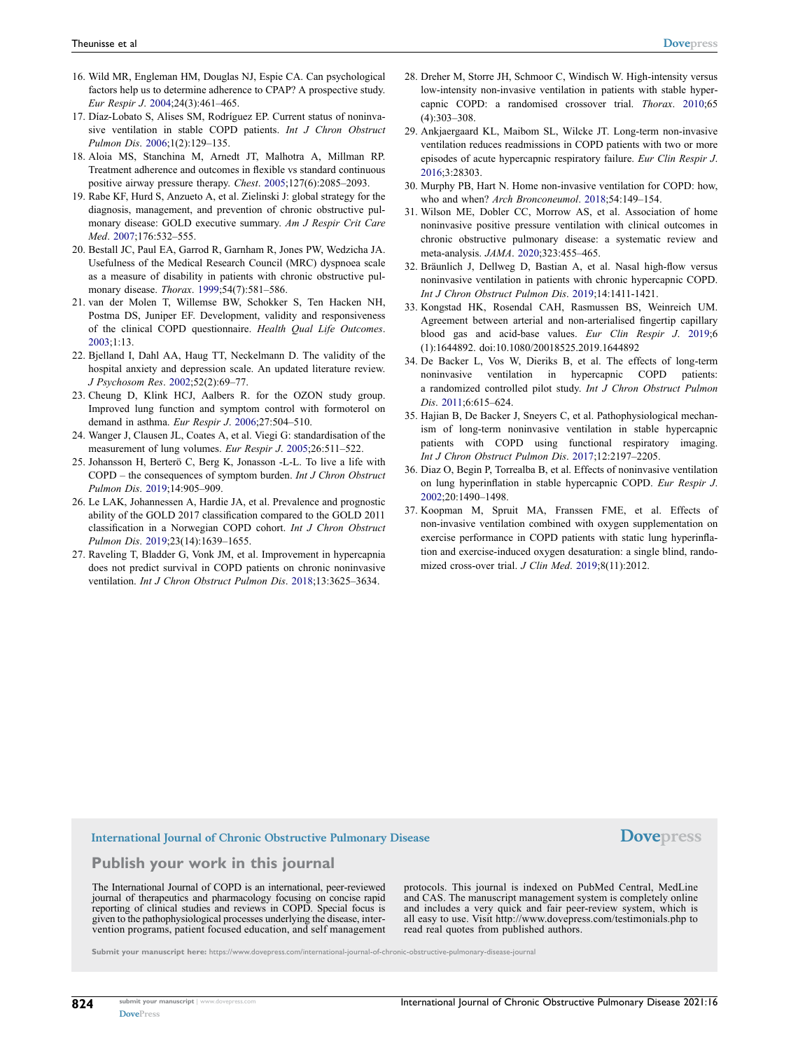16. Wild MR, Engleman HM, Douglas NJ, Espie CA. Can psychological factors help us to determine adherence to CPAP? A prospective study. *Eur Respir J*. 2004;24(3):461–465.
17. Díaz-Lobato S, Alises SM, Rodríguez EP. Current status of noninvasive ventilation in stable COPD patients. *Int J Chron Obstruct Pulmon Dis*. 2006;1(2):129–135.
18. Aloia MS, Stanchina M, Arnedt JT, Malhotra A, Millman RP. Treatment adherence and outcomes in flexible vs standard continuous positive airway pressure therapy. *Chest*. 2005;127(6):2085–2093.
19. Rabe KF, Hurd S, Anzueto A, et al. Zielinski J: global strategy for the diagnosis, management, and prevention of chronic obstructive pulmonary disease: GOLD executive summary. *Am J Respir Crit Care Med*. 2007;176:532–555.
20. Bestall JC, Paul EA, Garrod R, Garnham R, Jones PW, Wedzicha JA. Usefulness of the Medical Research Council (MRC) dyspnoea scale as a measure of disability in patients with chronic obstructive pulmonary disease. *Thorax*. 1999;54(7):581–586.
21. van der Molen T, Willemse BW, Schokker S, Ten Hacken NH, Postma DS, Juniper EF. Development, validity and responsiveness of the clinical COPD questionnaire. *Health Qual Life Outcomes*. 2003;1:13.
22. Bjelland I, Dahl AA, Haug TT, Neckelmann D. The validity of the hospital anxiety and depression scale. An updated literature review. *J Psychosom Res*. 2002;52(2):69–77.
23. Cheung D, Klink HCJ, Aalbers R. for the OZON study group. Improved lung function and symptom control with formoterol on demand in asthma. *Eur Respir J*. 2006;27:504–510.
24. Wanger J, Clausen JL, Coates A, et al. Viegi G: standardisation of the measurement of lung volumes. *Eur Respir J*. 2005;26:511–522.
25. Johansson H, Berterö C, Berg K, Jonasson -L-L. To live a life with COPD – the consequences of symptom burden. *Int J Chron Obstruct Pulmon Dis*. 2019;14:905–909.
26. Le LAK, Johannessen A, Hardie JA, et al. Prevalence and prognostic ability of the GOLD 2017 classification compared to the GOLD 2011 classification in a Norwegian COPD cohort. *Int J Chron Obstruct Pulmon Dis*. 2019;23(14):1639–1655.
27. Raveling T, Bladder G, Vonk JM, et al. Improvement in hypercapnia does not predict survival in COPD patients on chronic noninvasive ventilation. *Int J Chron Obstruct Pulmon Dis*. 2018;13:3625–3634.
28. Dreher M, Storre JH, Schmoor C, Windisch W. High-intensity versus low-intensity non-invasive ventilation in patients with stable hypercapnic COPD: a randomised crossover trial. *Thorax*. 2010;65 (4):303–308.
29. Ankjaergaard KL, Maibom SL, Wilcke JT. Long-term non-invasive ventilation reduces readmissions in COPD patients with two or more episodes of acute hypercapnic respiratory failure. *Eur Clin Respir J*. 2016;3:28303.
30. Murphy PB, Hart N. Home non-invasive ventilation for COPD: how, who and when? *Arch Bronconeumol*. 2018;54:149–154.
31. Wilson ME, Dobler CC, Morrow AS, et al. Association of home noninvasive positive pressure ventilation with clinical outcomes in chronic obstructive pulmonary disease: a systematic review and meta-analysis. *JAMA*. 2020;323:455–465.
32. Bräunlich J, Dellweg D, Bastian A, et al. Nasal high-flow versus noninvasive ventilation in patients with chronic hypercapnic COPD. *Int J Chron Obstruct Pulmon Dis*. 2019;14:1411-1421.
33. Kongstad HK, Rosendal CAH, Rasmussen BS, Weinreich UM. Agreement between arterial and non-arterialised fingertip capillary blood gas and acid-base values. *Eur Clin Respir J*. 2019;6 (1):1644892. doi:10.1080/20018525.2019.1644892
34. De Backer L, Vos W, Dieriks B, et al. The effects of long-term noninvasive ventilation in hypercapnic COPD patients: a randomized controlled pilot study. *Int J Chron Obstruct Pulmon Dis*. 2011;6:615–624.
35. Hajian B, De Backer J, Sneyers C, et al. Pathophysiological mechanism of long-term noninvasive ventilation in stable hypercapnic patients with COPD using functional respiratory imaging. *Int J Chron Obstruct Pulmon Dis*. 2017;12:2197–2205.
36. Diaz O, Begin P, Torrealba B, et al. Effects of noninvasive ventilation on lung hyperinflation in stable hypercapnic COPD. *Eur Respir J*. 2002;20:1490–1498.
37. Koopman M, Spruit MA, Franssen FME, et al. Effects of non-invasive ventilation combined with oxygen supplementation on exercise performance in COPD patients with static lung hyperinflation and exercise-induced oxygen desaturation: a single blind, randomized cross-over trial. *J Clin Med*. 2019;8(11):2012.

**International Journal of Chronic Obstructive Pulmonary Disease**

## Publish your work in this journal

The International Journal of COPD is an international, peer-reviewed journal of therapeutics and pharmacology focusing on concise rapid reporting of clinical studies and reviews in COPD. Special focus is given to the pathophysiological processes underlying the disease, intervention programs, patient focused education, and self management protocols. This journal is indexed on PubMed Central, MedLine and CAS. The manuscript management system is completely online and includes a very quick and fair peer-review system, which is all easy to use. Visit http://www.dovepress.com/testimonials.php to read real quotes from published authors.

**Submit your manuscript here:** https://www.dovepress.com/international-journal-of-chronic-obstructive-pulmonary-disease-journal